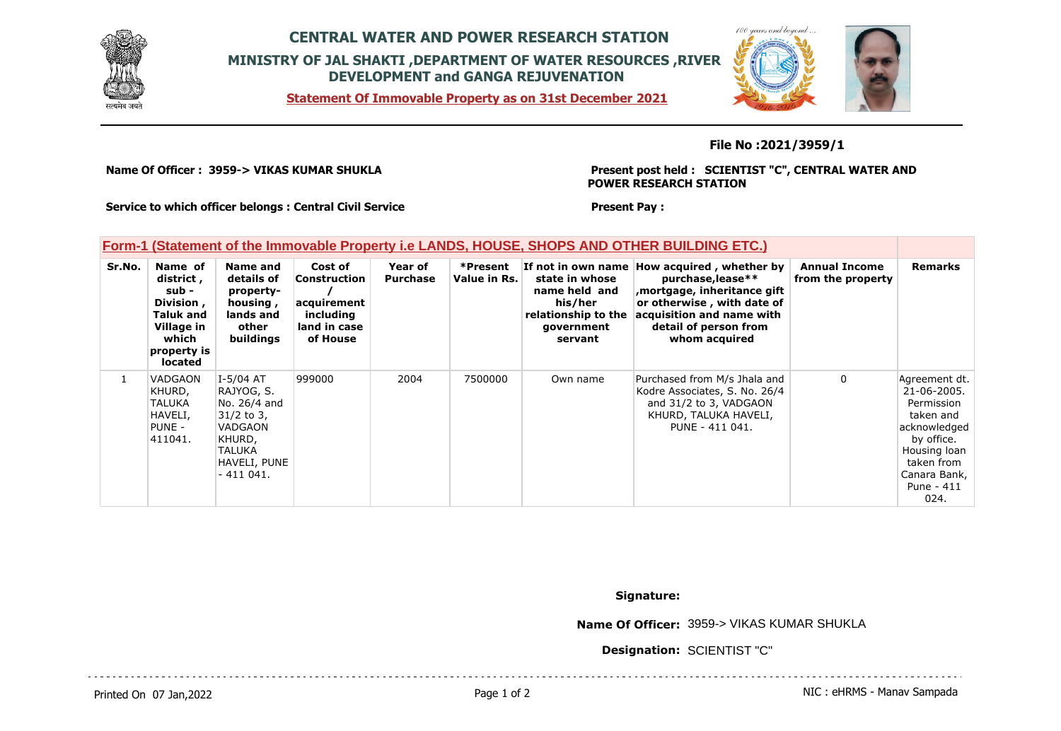# CENTRAL WATER AND POWER RESEARCH STATION

## MINISTRY OF JAL SHAKTI ,DEPARTMENT OF WATER RESOURCES ,RIVER DEVELOPMENT and GANGA REJUVENATION

**Statement Of Immovable Property as on 31st December 2021**

**File No :2021/3959/1**

**Name Of Officer : 3959-> VIKAS KUMAR SHUKLA**

**Present post held : SCIENTIST "C", CENTRAL WATER AND POWER RESEARCH STATION**

**Service to which officer belongs : Central Civil Service**

**Present Pay :**

**Form-1 (Statement of the Immovable Property i.e LANDS, HOUSE, SHOPS AND OTHER BUILDING ETC.)**

| Sr.No. | Name of district , sub - Division , Taluk and Village in which property is located | Name and details of property- housing , lands and other buildings | Cost of Construction / acquirement including land in case of House | Year of Purchase | *Present Value in Rs. | If not in own name state in whose name held and his/her relationship to the government servant | How acquired , whether by purchase,lease** ,mortgage, inheritance gift or otherwise , with date of acquisition and name with detail of person from whom acquired | Annual Income from the property | Remarks |
|---|---|---|---|---|---|---|---|---|---|
| 1 | VADGAON KHURD, TALUKA HAVELI, PUNE - 411041. | I-5/04 AT RAJYOG, S. No. 26/4 and 31/2 to 3, VADGAON KHURD, TALUKA HAVELI, PUNE - 411 041. | 999000 | 2004 | 7500000 | Own name | Purchased from M/s Jhala and Kodre Associates, S. No. 26/4 and 31/2 to 3, VADGAON KHURD, TALUKA HAVELI, PUNE - 411 041. | 0 | Agreement dt. 21-06-2005. Permission taken and acknowledged by office. Housing loan taken from Canara Bank, Pune - 411 024. |

**Signature:**

**Name Of Officer:** 3959-> VIKAS KUMAR SHUKLA

**Designation:** SCIENTIST "C"

Printed On 07 Jan,2022

NIC : eHRMS - Manav Sampada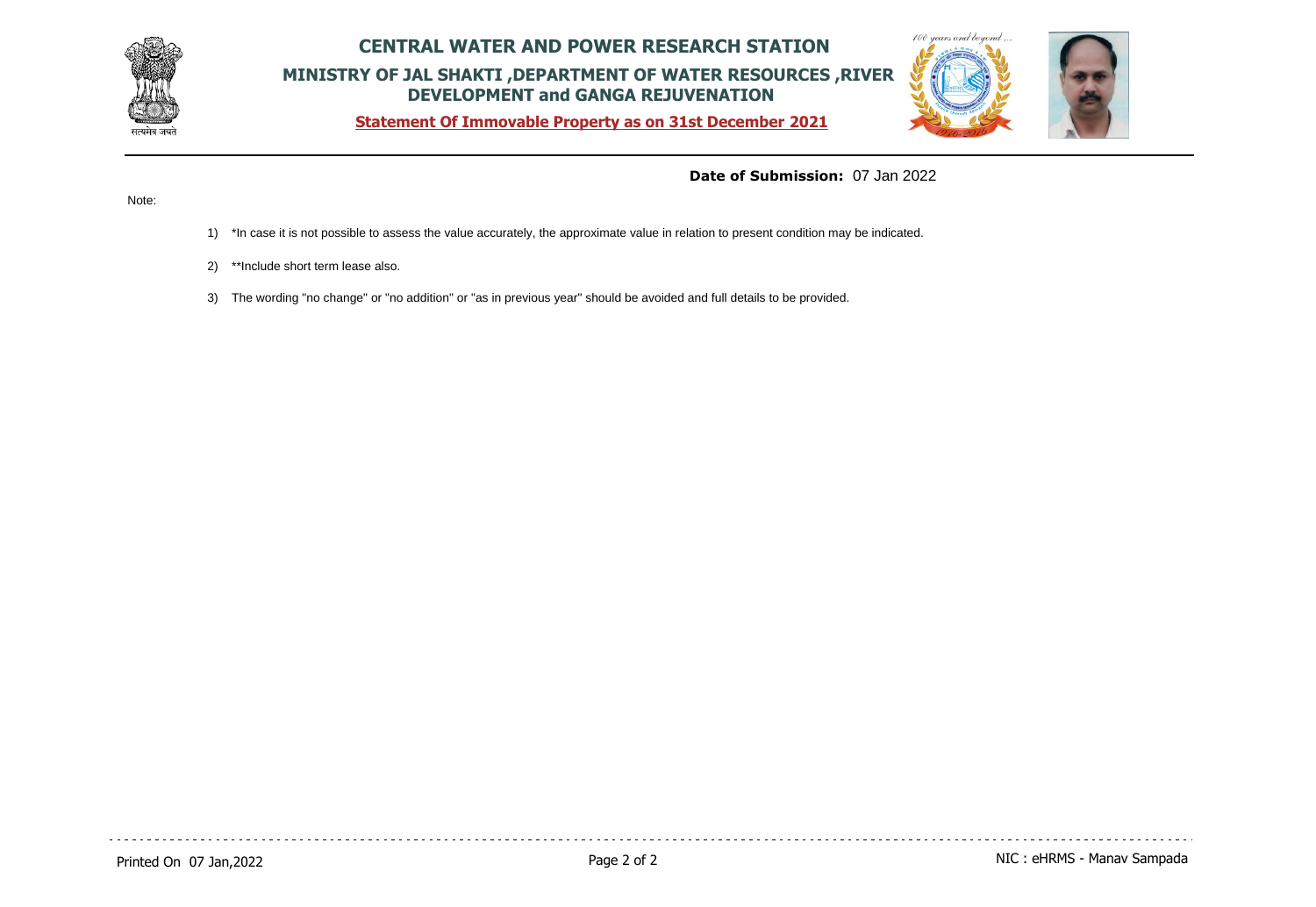# CENTRAL WATER AND POWER RESEARCH STATION

## MINISTRY OF JAL SHAKTI ,DEPARTMENT OF WATER RESOURCES ,RIVER DEVELOPMENT and GANGA REJUVENATION

**Statement Of Immovable Property as on 31st December 2021**

**Date of Submission:** 07 Jan 2022

Note:

1) *In case it is not possible to assess the value accurately, the approximate value in relation to present condition may be indicated.
2) **Include short term lease also.
3) The wording "no change" or "no addition" or "as in previous year" should be avoided and full details to be provided.